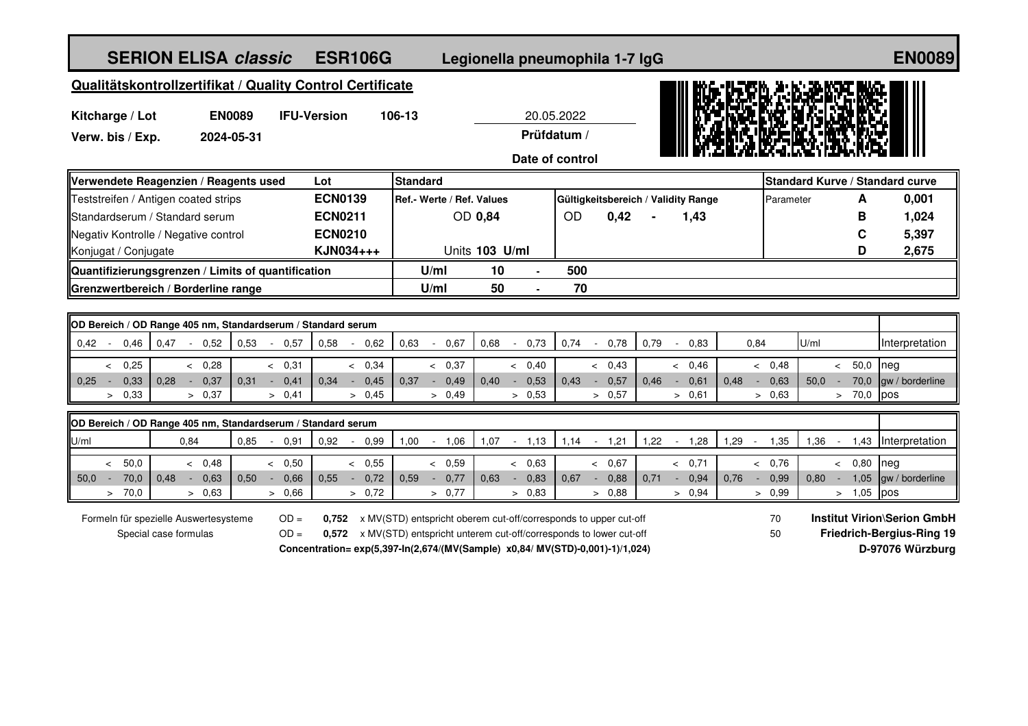# SERION ELISA *classic* ESR106G Legionella pneumophila 1-7 IgG EN0089

## Qualitätskontrollzertifikat / Quality Control Certificate

**Kitcharge / Lot** **EN0089** **IFU-Version** **106-13**

**Verw. bis / Exp.** **2024-05-31**

20.05.2022
**Prüfdatum / Date of control**

| Verwendete Reagenzien / Reagents used | Lot | Standard | | | | | | Standard Kurve / Standard curve | | |
|---|---|---|---|---|---|---|---|---|---|---|
| Teststreifen / Antigen coated strips | **ECN0139** | Ref.- Werte / Ref. Values | | Gültigkeitsbereich / Validity Range | | | | Parameter | **A** | **0,001** |
| Standardserum / Standard serum | **ECN0211** | OD **0,84** | | OD | **0,42** | - | **1,43** | | **B** | **1,024** |
| Negativ Kontrolle / Negative control | **ECN0210** | | | | | | | | **C** | **5,397** |
| Konjugat / Conjugate | **KJN034+++** | Units **103 U/ml** | | | | | | | **D** | **2,675** |
| **Quantifizierungsgrenzen / Limits of quantification** | | **U/ml** | **10** | - | **500** | | | | | |
| **Grenzwertbereich / Borderline range** | | **U/ml** | **50** | - | **70** | | | | | |

**OD Bereich / OD Range 405 nm, Standardserum / Standard serum**

| 0,42 - 0,46 | 0,47 - 0,52 | 0,53 - 0,57 | 0,58 - 0,62 | 0,63 - 0,67 | 0,68 - 0,73 | 0,74 - 0,78 | 0,79 - 0,83 | 0,84 | U/ml | Interpretation |
|---|---|---|---|---|---|---|---|---|---|---|
| < 0,25 | < 0,28 | < 0,31 | < 0,34 | < 0,37 | < 0,40 | < 0,43 | < 0,46 | < 0,48 | < 50,0 | neg |
| 0,25 - 0,33 | 0,28 - 0,37 | 0,31 - 0,41 | 0,34 - 0,45 | 0,37 - 0,49 | 0,40 - 0,53 | 0,43 - 0,57 | 0,46 - 0,61 | 0,48 - 0,63 | 50,0 - 70,0 | gw / borderline |
| > 0,33 | > 0,37 | > 0,41 | > 0,45 | > 0,49 | > 0,53 | > 0,57 | > 0,61 | > 0,63 | > 70,0 | pos |

**OD Bereich / OD Range 405 nm, Standardserum / Standard serum**

| U/ml | 0,84 | 0,85 - 0,91 | 0,92 - 0,99 | 1,00 - 1,06 | 1,07 - 1,13 | 1,14 - 1,21 | 1,22 - 1,28 | 1,29 - 1,35 | 1,36 - 1,43 | Interpretation |
|---|---|---|---|---|---|---|---|---|---|---|
| < 50,0 | < 0,48 | < 0,50 | < 0,55 | < 0,59 | < 0,63 | < 0,67 | < 0,71 | < 0,76 | < 0,80 | neg |
| 50,0 - 70,0 | 0,48 - 0,63 | 0,50 - 0,66 | 0,55 - 0,72 | 0,59 - 0,77 | 0,63 - 0,83 | 0,67 - 0,88 | 0,71 - 0,94 | 0,76 - 0,99 | 0,80 - 1,05 | gw / borderline |
| > 70,0 | > 0,63 | > 0,66 | > 0,72 | > 0,77 | > 0,83 | > 0,88 | > 0,94 | > 0,99 | > 1,05 | pos |

Formeln für spezielle Auswertesysteme / Special case formulas

OD = **0,752** x MV(STD) entspricht oberem cut-off/corresponds to upper cut-off — 70

OD = **0,572** x MV(STD) entspricht unterem cut-off/corresponds to lower cut-off — 50

**Concentration= exp(5,397-ln(2,674/(MV(Sample) x0,84/ MV(STD)-0,001)-1)/1,024)**

**Institut Virion\Serion GmbH**
**Friedrich-Bergius-Ring 19**
**D-97076 Würzburg**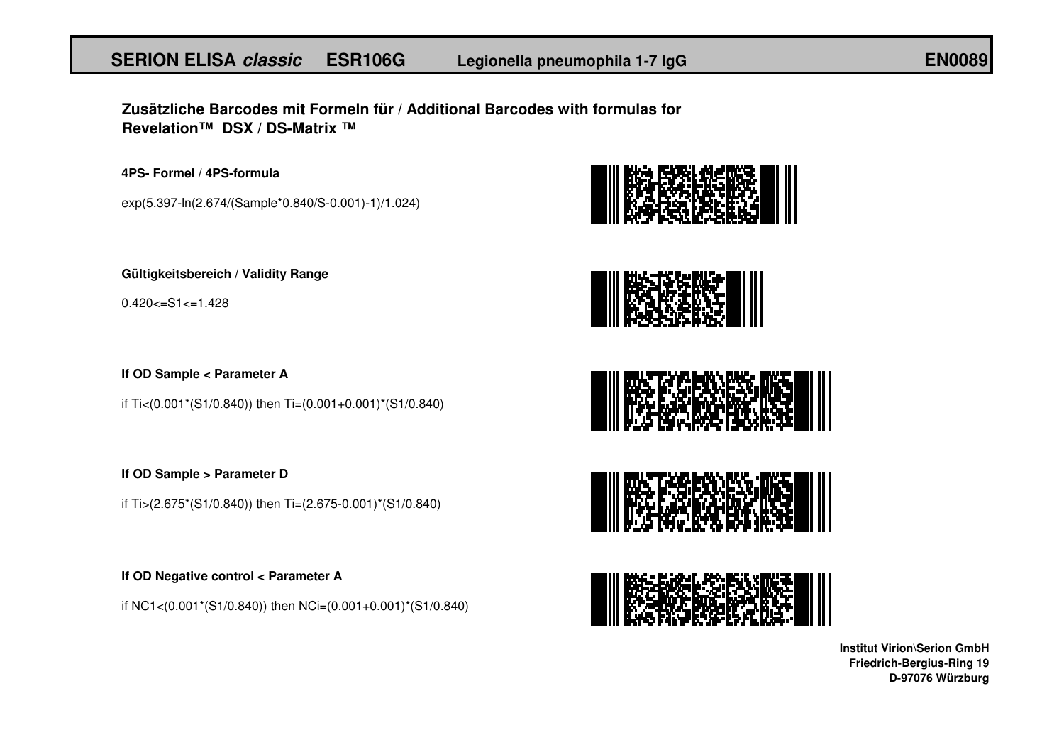# SERION ELISA *classic* ESR106G Legionella pneumophila 1-7 IgG EN0089

## Zusätzliche Barcodes mit Formeln für / Additional Barcodes with formulas for Revelation™ DSX / DS-Matrix ™

**4PS- Formel / 4PS-formula**

exp(5.397-ln(2.674/(Sample*0.840/S-0.001)-1)/1.024)

**Gültigkeitsbereich / Validity Range**

0.420<=S1<=1.428

**If OD Sample < Parameter A**

if Ti<(0.001*(S1/0.840)) then Ti=(0.001+0.001)*(S1/0.840)

**If OD Sample > Parameter D**

if Ti>(2.675*(S1/0.840)) then Ti=(2.675-0.001)*(S1/0.840)

**If OD Negative control < Parameter A**

if NC1<(0.001*(S1/0.840)) then NCi=(0.001+0.001)*(S1/0.840)

**Institut Virion\Serion GmbH**
**Friedrich-Bergius-Ring 19**
**D-97076 Würzburg**